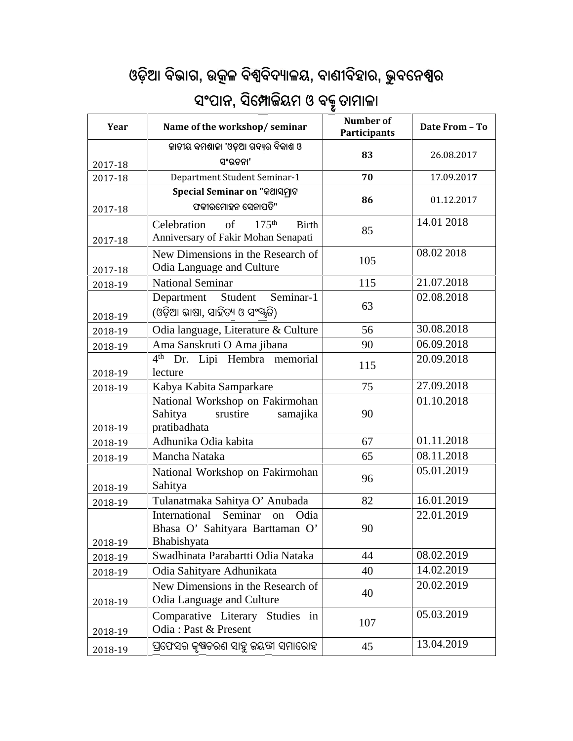# ଓଡ଼ିଆ ବିଭାଗ, ଉତ୍କଳ ବିଶ୍ୱବିଦ୍ୟାଳୟ, ବାଣୀବିହାର, ଭୁବନେଶ୍ୱର

## ସଂପାନ, ସିମ୍ପୋଜିୟମ ଓ ବକ୍ତୃତାମାଳା

| Year | Name of the workshop/ seminar | Number of Participants | Date From – To |
|---|---|---|---|
| 2017-18 | ଜାତୀୟ କମଶାଳା 'ଓଡ଼ିଆ ଗଦ୍ୟର ବିକାଶ ଓ ସଂରଚନା' | **83** | 26.08.2017 |
| 2017-18 | Department Student Seminar-1 | **70** | 17.09.2017 |
| 2017-18 | **Special Seminar on "କଥାସମ୍ରାଟ ଫକୀରମୋହନ ସେନାପତି"** | **86** | 01.12.2017 |
| 2017-18 | Celebration of 175th Birth Anniversary of Fakir Mohan Senapati | 85 | 14.01 2018 |
| 2017-18 | New Dimensions in the Research of Odia Language and Culture | 105 | 08.02 2018 |
| 2018-19 | National Seminar | 115 | 21.07.2018 |
| 2018-19 | Department Student Seminar-1 (ଓଡ଼ିଆ ଭାଷା, ସାହିତ୍ୟ ଓ ସଂସ୍କୃତି) | 63 | 02.08.2018 |
| 2018-19 | Odia language, Literature & Culture | 56 | 30.08.2018 |
| 2018-19 | Ama Sanskruti O Ama jibana | 90 | 06.09.2018 |
| 2018-19 | 4th Dr. Lipi Hembra memorial lecture | 115 | 20.09.2018 |
| 2018-19 | Kabya Kabita Samparkare | 75 | 27.09.2018 |
| 2018-19 | National Workshop on Fakirmohan Sahitya srustire samajika pratibadhata | 90 | 01.10.2018 |
| 2018-19 | Adhunika Odia kabita | 67 | 01.11.2018 |
| 2018-19 | Mancha Nataka | 65 | 08.11.2018 |
| 2018-19 | National Workshop on Fakirmohan Sahitya | 96 | 05.01.2019 |
| 2018-19 | Tulanatmaka Sahitya O' Anubada | 82 | 16.01.2019 |
| 2018-19 | International Seminar on Odia Bhasa O' Sahityara Barttaman O' Bhabishyata | 90 | 22.01.2019 |
| 2018-19 | Swadhinata Parabartti Odia Nataka | 44 | 08.02.2019 |
| 2018-19 | Odia Sahityare Adhunikata | 40 | 14.02.2019 |
| 2018-19 | New Dimensions in the Research of Odia Language and Culture | 40 | 20.02.2019 |
| 2018-19 | Comparative Literary Studies in Odia : Past & Present | 107 | 05.03.2019 |
| 2018-19 | ପ୍ରଫେସର କୃଷ୍ଣଚରଣ ସାହୁ ଜୟନ୍ତୀ ସମାରୋହ | 45 | 13.04.2019 |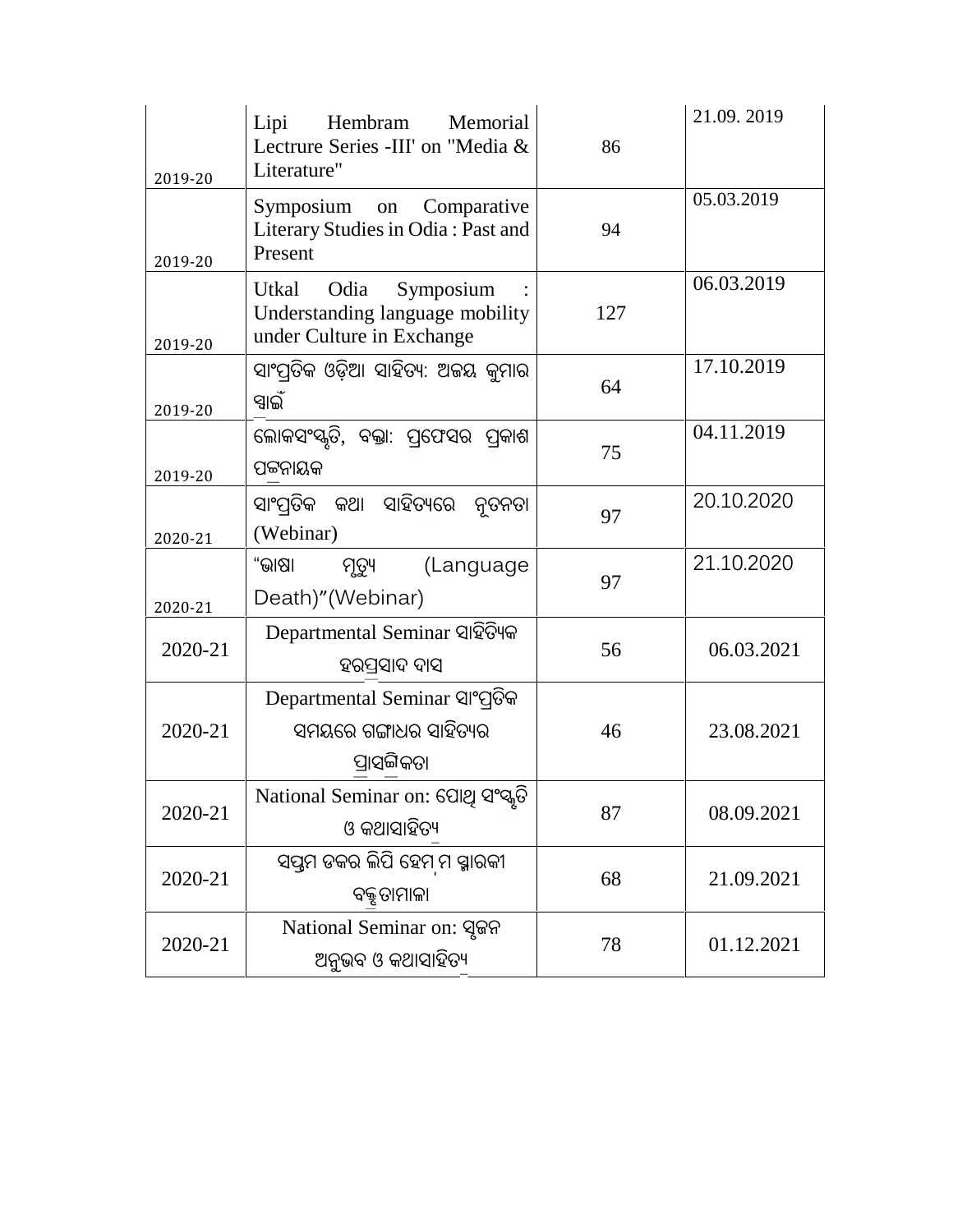| | | | |
|---|---|---|---|
| 2019-20 | Lipi Hembram Memorial Lectrure Series -III' on "Media & Literature" | 86 | 21.09. 2019 |
| 2019-20 | Symposium on Comparative Literary Studies in Odia : Past and Present | 94 | 05.03.2019 |
| 2019-20 | Utkal Odia Symposium : Understanding language mobility under Culture in Exchange | 127 | 06.03.2019 |
| 2019-20 | ସାଂପ୍ରତିକ ଓଡ଼ିଆ ସାହିତ୍ୟ: ଅଜୟ କୁମାର ସ୍ୱାଇଁ | 64 | 17.10.2019 |
| 2019-20 | ଲୋକସଂସ୍କୃତି, ବକ୍ତା: ପ୍ରଫେସର ପ୍ରକାଶ ପଟ୍ଟନାୟକ | 75 | 04.11.2019 |
| 2020-21 | ସାଂପ୍ରତିକ କଥା ସାହିତ୍ୟରେ ନୂତନତା (Webinar) | 97 | 20.10.2020 |
| 2020-21 | "ଭାଷା ମୃତ୍ୟୁ (Language Death)"(Webinar) | 97 | 21.10.2020 |
| 2020-21 | Departmental Seminar ସାହିତ୍ୟିକ ହରପ୍ରସାଦ ଦାସ | 56 | 06.03.2021 |
| 2020-21 | Departmental Seminar ସାଂପ୍ରତିକ ସମୟରେ ଗଙ୍ଗାଧର ସାହିତ୍ୟର ପ୍ରାସଙ୍ଗିକତା | 46 | 23.08.2021 |
| 2020-21 | National Seminar on: ପୋଥି ସଂସ୍କୃତି ଓ କଥାସାହିତ୍ୟ | 87 | 08.09.2021 |
| 2020-21 | ସପ୍ତମ ଡକର ଲିପି ହେମ୍ବ୍ରମ ସ୍ମାରକୀ ବକ୍ତୃତାମାଳା | 68 | 21.09.2021 |
| 2020-21 | National Seminar on: ସୃଜନ ଅନୁଭବ ଓ କଥାସାହିତ୍ୟ | 78 | 01.12.2021 |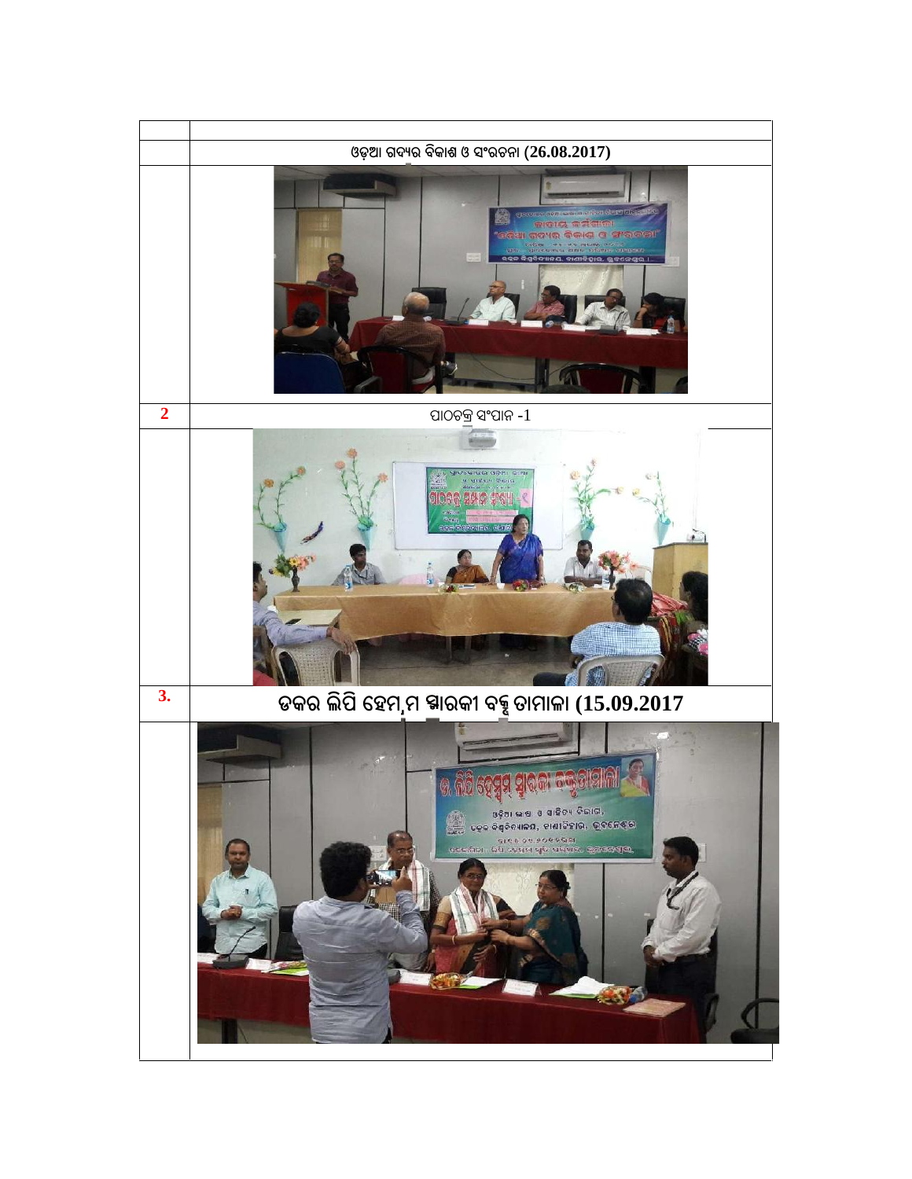| | |
|---|---|
| | |
| | ଓଡ଼ିଆ ଗଦ୍ୟର ବିକାଶ ଓ ସଂରଚନା (26.08.2017) |
| | |
| **2** | ପାଠଚକ୍ର ସଂପାନ -1 |
| | |
| **3.** | **ଡକର ଲିପି ହେମ୍ବ୍ରମ ସ୍ମାରକୀ ବକ୍ତୃତାମାଳା (15.09.2017** |
| | |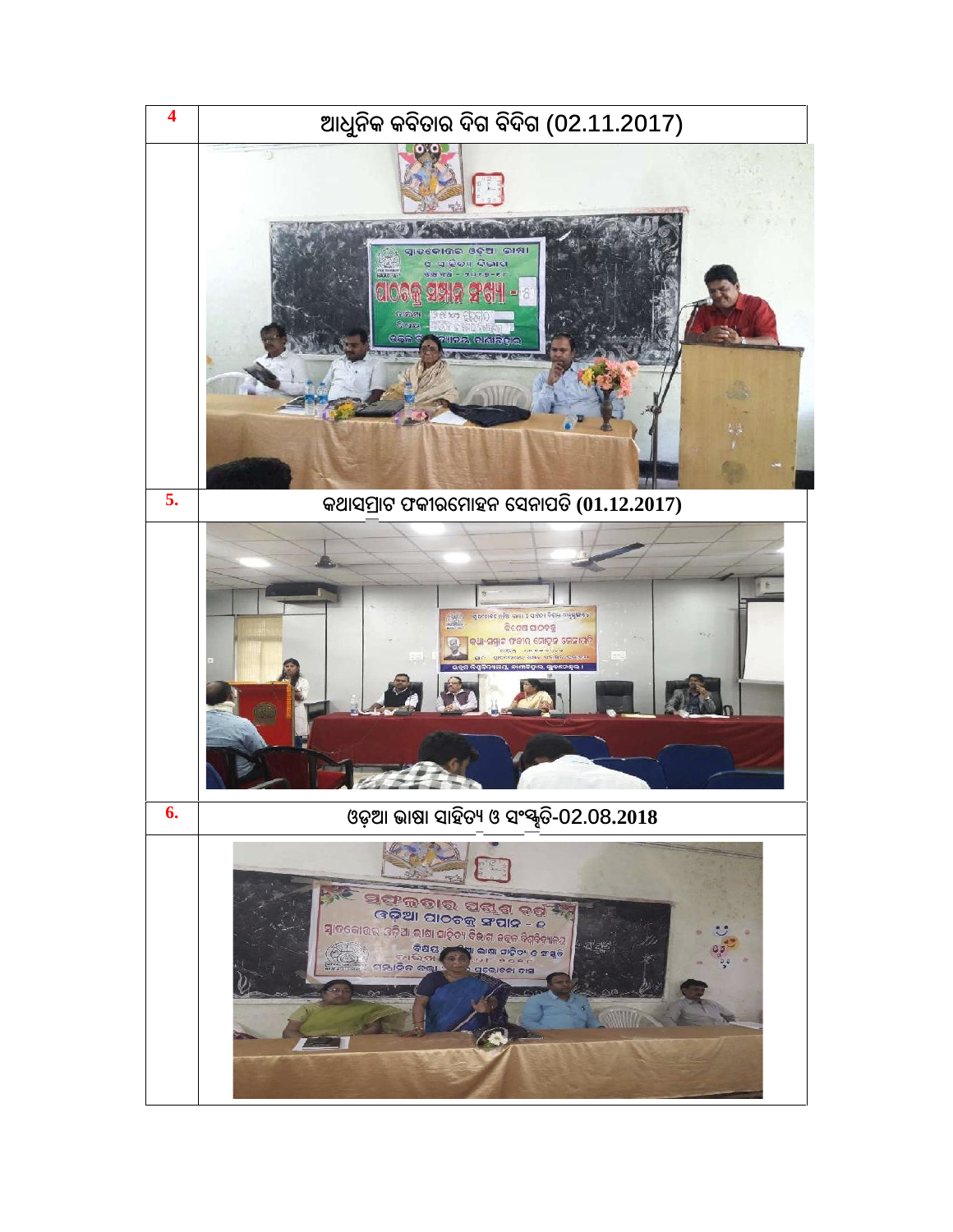| | |
|---|---|
| **4** | ଆଧୁନିକ କବିତାର ଦିଗ ବିଦିଗ (02.11.2017) |
| | |
| **5.** | କଥାସମ୍ରାଟ ଫକୀରମୋହନ ସେନାପତି **(01.12.2017)** |
| | |
| **6.** | ଓଡ଼ିଆ ଭାଷା ସାହିତ୍ୟ ଓ ସଂସ୍କୃତି-02.08.**2018** |
| | |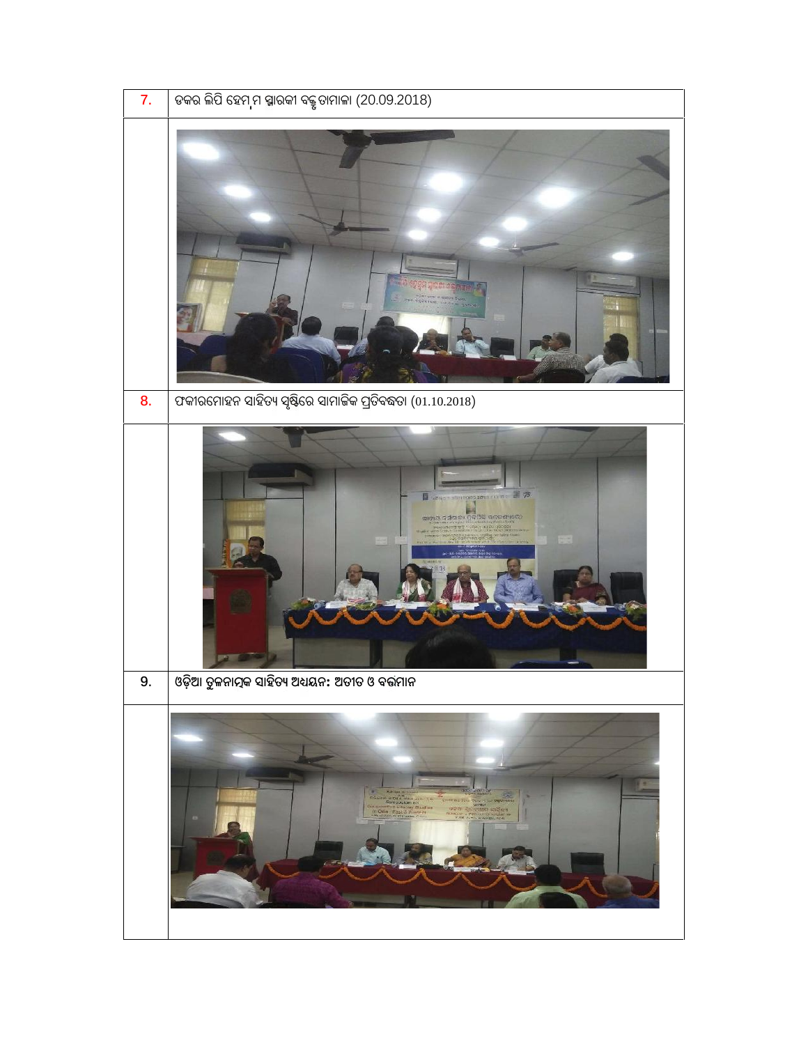| | |
|---|---|
| 7. | ଡକର ଲିପି ହେମ୍ବ୍ରମ ସ୍ମାରକୀ ବକ୍ତୃତାମାଳା (20.09.2018) |
| | |
| 8. | ଫକୀରମୋହନ ସାହିତ୍ୟ ସୃଷ୍ଟିରେ ସାମାଜିକ ପ୍ରତିବଦ୍ଧତା (01.10.2018) |
| | |
| 9. | **ଓଡ଼ିଆ ତୁଳନାତ୍ମକ ସାହିତ୍ୟ ଅଧ୍ୟୟନ: ଅତୀତ ଓ ବର୍ତ୍ତମାନ** |
| | |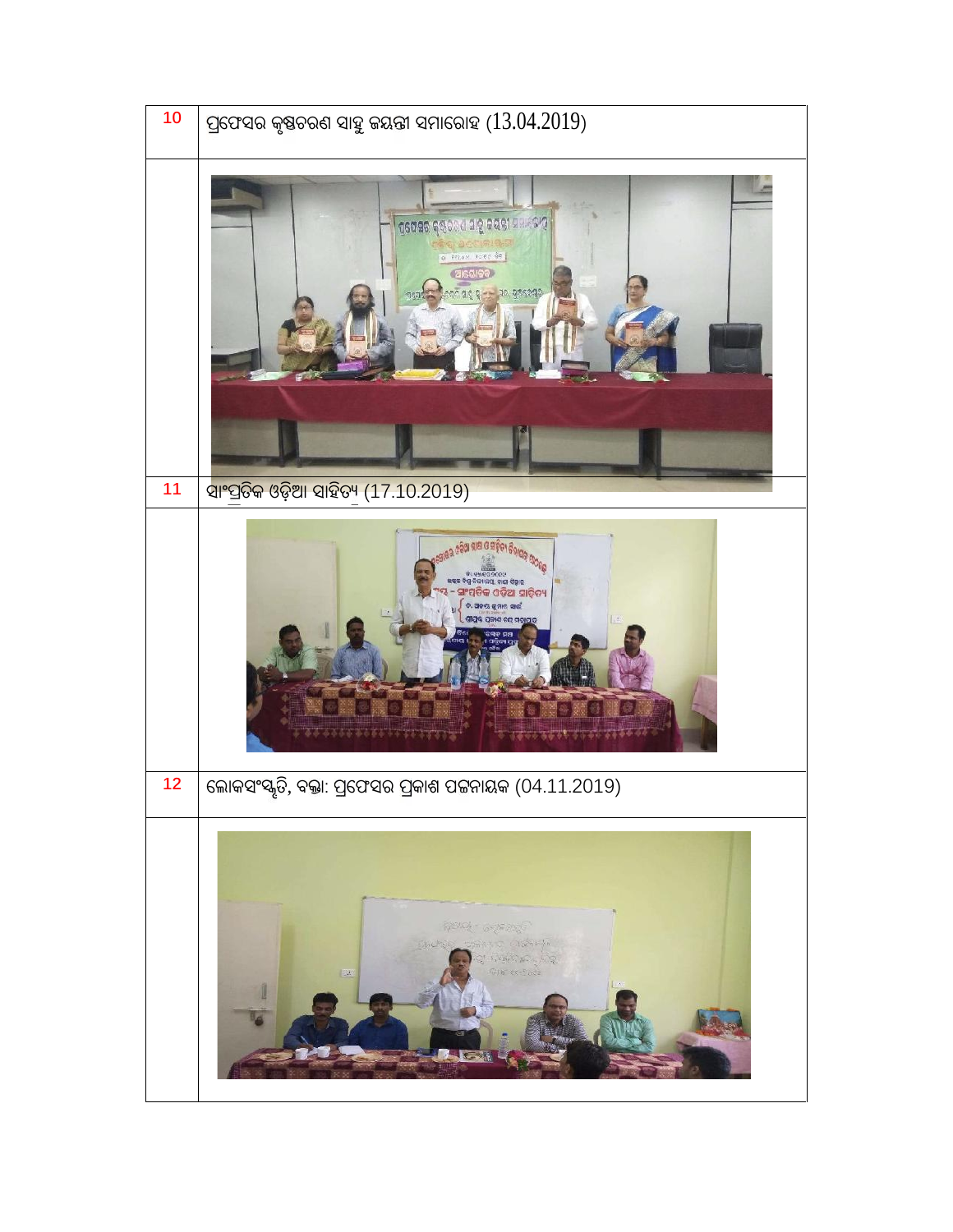| | |
|---|---|
| 10 | ପ୍ରଫେସର କୃଷ୍ଣଚରଣ ସାହୁ ଜୟନ୍ତୀ ସମାରୋହ (13.04.2019) |
| | |
| 11 | ସାଂପ୍ରତିକ ଓଡ଼ିଆ ସାହିତ୍ୟ (17.10.2019) |
| | |
| 12 | ଲୋକସଂସ୍କୃତି, ବକ୍ତା: ପ୍ରଫେସର ପ୍ରକାଶ ପଟ୍ଟନାୟକ (04.11.2019) |
| | |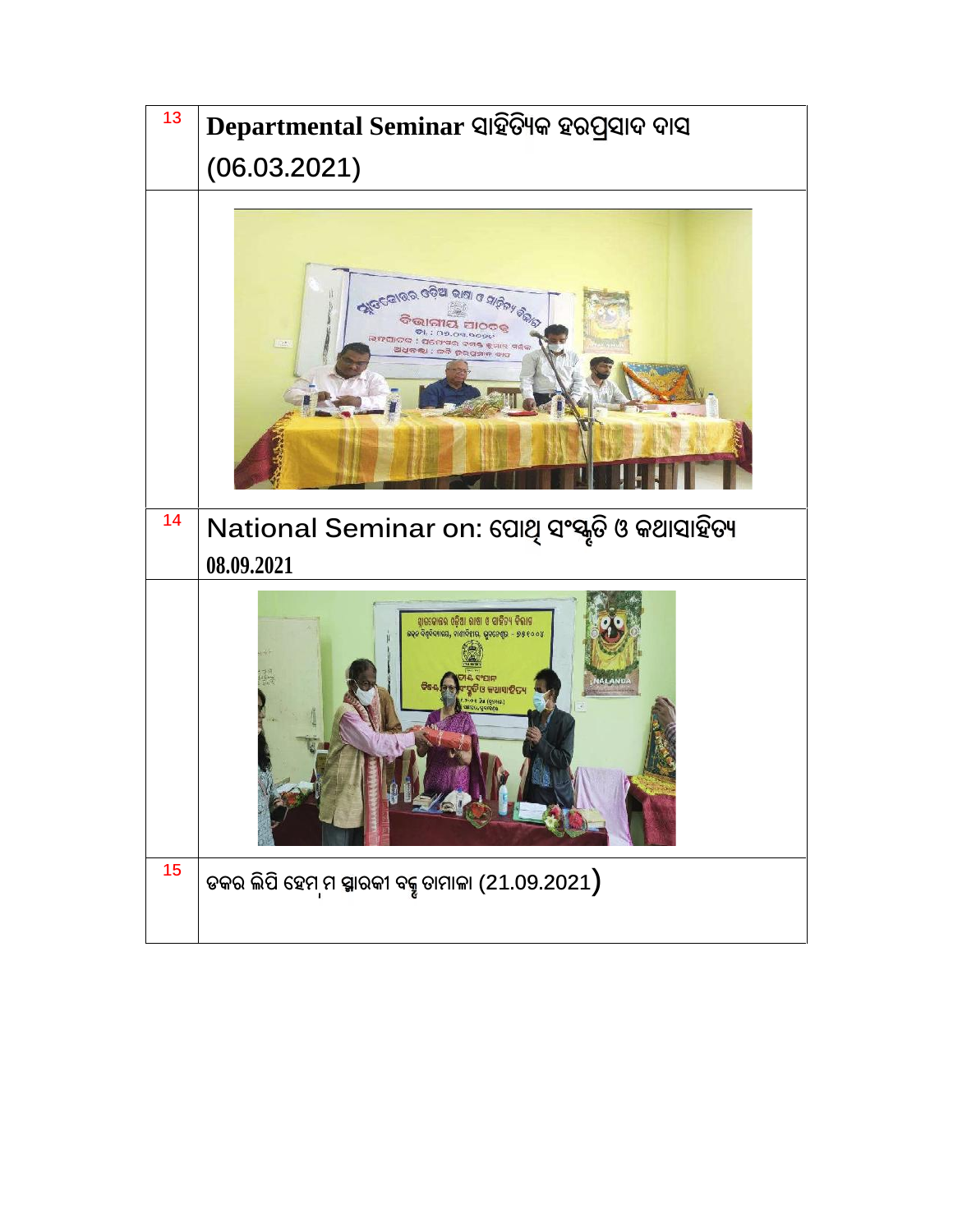| | |
|---|---|
| 13 | **Departmental Seminar** ସାହିତ୍ୟିକ ହରପ୍ରସାଦ ଦାସ (06.03.2021) |
| | |
| 14 | National Seminar on: ପୋଥି ସଂସ୍କୃତି ଓ କଥାସାହିତ୍ୟ **08.09.2021** |
| | |
| 15 | ଡକର ଲିପି ହେମ୍ ମ ସ୍ମାରକୀ ବକ୍ତୃତାମାଳା (21.09.2021) |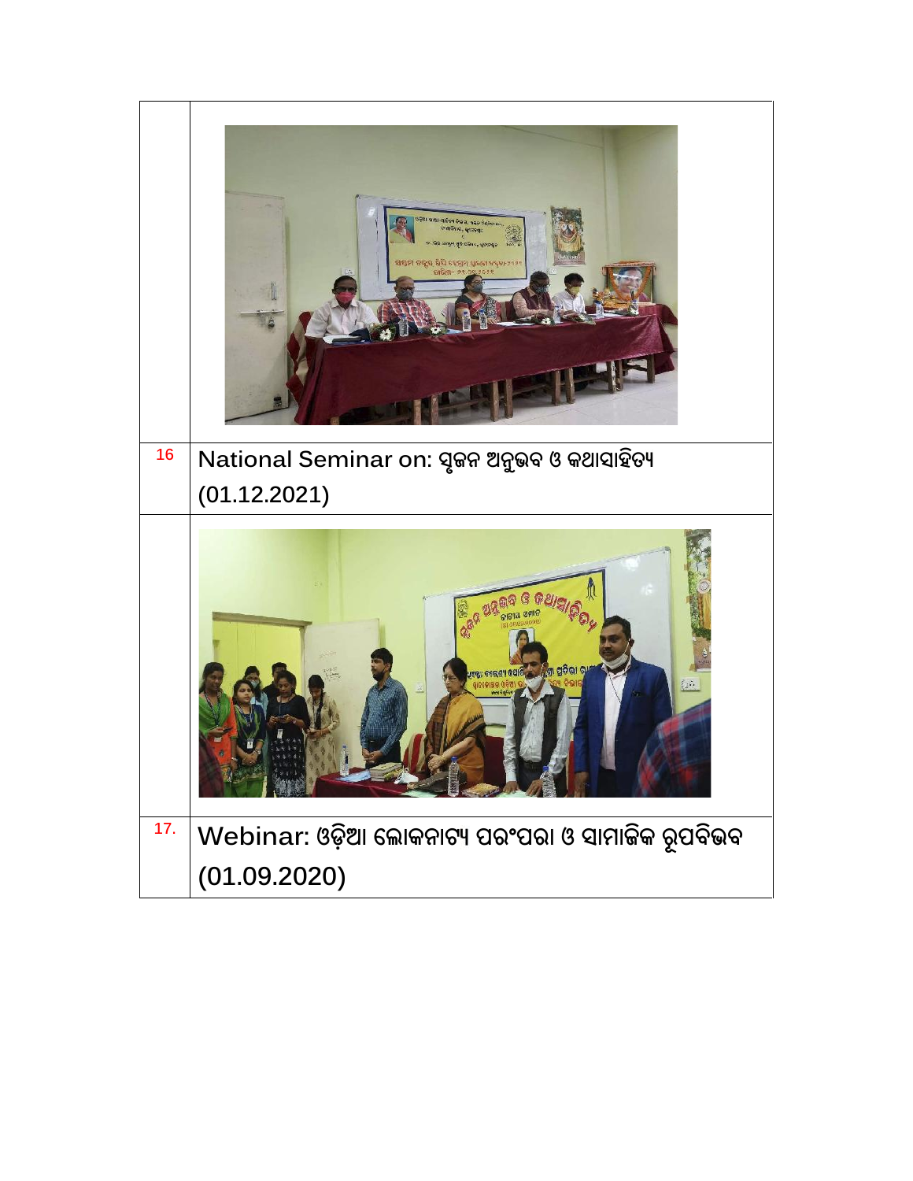| | |
|---|---|
| | |
| 16 | National Seminar on: ସୃଜନ ଅନୁଭବ ଓ କଥାସାହିତ୍ୟ (01.12.2021) |
| | |
| 17. | Webinar: ଓଡ଼ିଆ ଲୋକନାଟ୍ୟ ପରଂପରା ଓ ସାମାଜିକ ରୂପବିଭବ (01.09.2020) |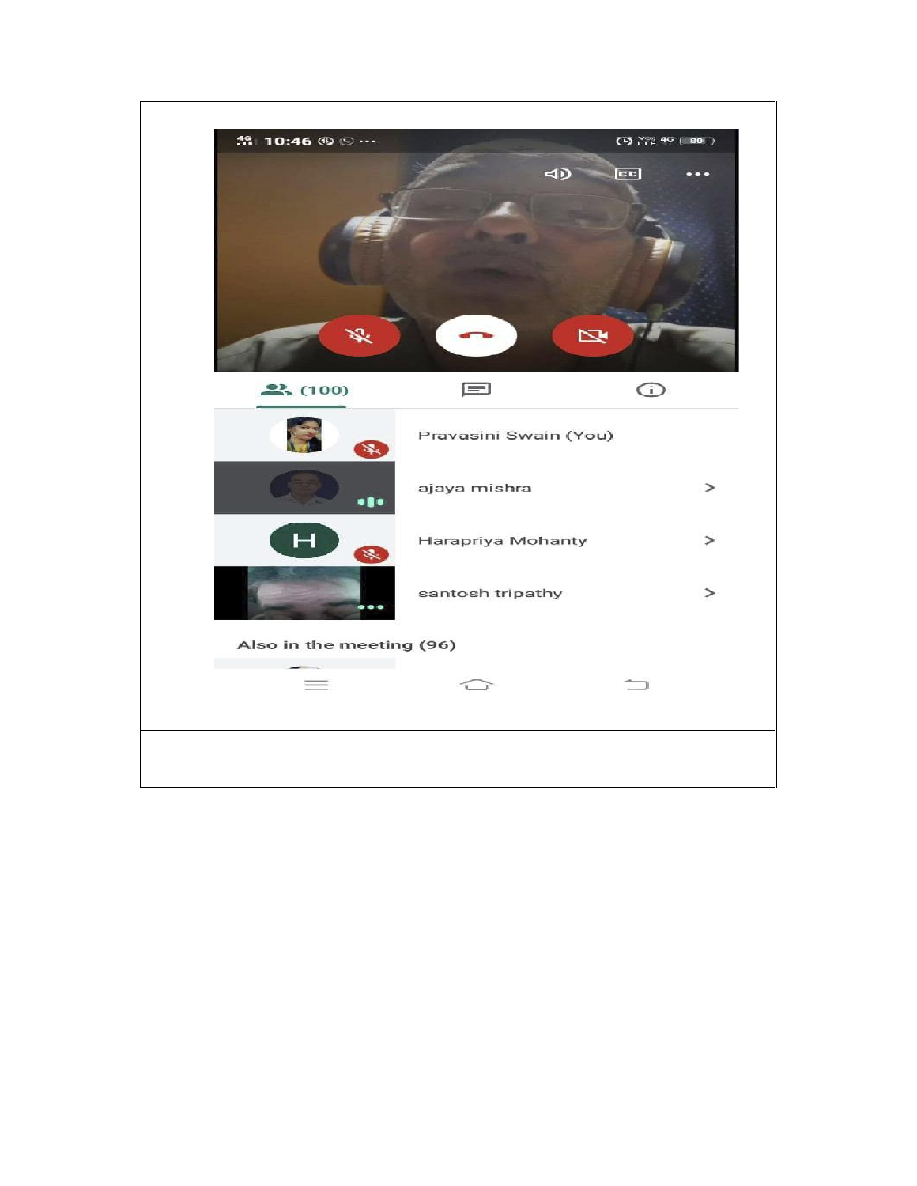| | |
|---|---|
| | 10:46<br>(100)<br>Pravasini Swain (You)<br>ajaya mishra<br>Harapriya Mohanty<br>santosh tripathy<br>Also in the meeting (96) |
| | |